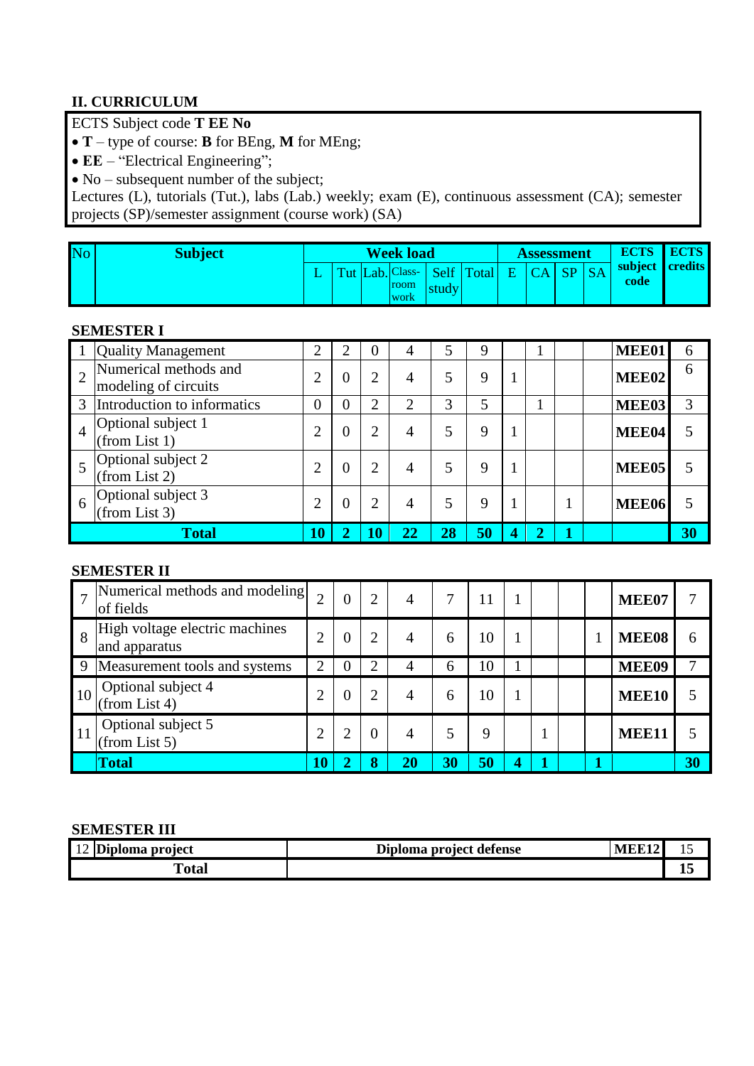## II. CURRICULUM

ECTS Subject code **T EE No**
- **T** – type of course: **B** for BEng, **M** for MEng;
- **EE** – "Electrical Engineering";
- No – subsequent number of the subject;

Lectures (L), tutorials (Tut.), labs (Lab.) weekly; exam (E), continuous assessment (CA); semester projects (SP)/semester assignment (course work) (SA)

| No | Subject | Week load | | | | | | Assessment | | | | ECTS subject code | ECTS credits |
|---|---|---|---|---|---|---|---|---|---|---|---|---|---|
| | | L | Tut | Lab. | Class-room work | Self study | Total | E | CA | SP | SA | | |
| **SEMESTER I** | | | | | | | | | | | | | |
| 1 | Quality Management | 2 | 2 | 0 | 4 | 5 | 9 | | 1 | | | **MEE01** | 6 |
| 2 | Numerical methods and modeling of circuits | 2 | 0 | 2 | 4 | 5 | 9 | 1 | | | | **MEE02** | 6 |
| 3 | Introduction to informatics | 0 | 0 | 2 | 2 | 3 | 5 | | 1 | | | **MEE03** | 3 |
| 4 | Optional subject 1 (from List 1) | 2 | 0 | 2 | 4 | 5 | 9 | 1 | | | | **MEE04** | 5 |
| 5 | Optional subject 2 (from List 2) | 2 | 0 | 2 | 4 | 5 | 9 | 1 | | | | **MEE05** | 5 |
| 6 | Optional subject 3 (from List 3) | 2 | 0 | 2 | 4 | 5 | 9 | 1 | | 1 | | **MEE06** | 5 |
| | **Total** | **10** | **2** | **10** | **22** | **28** | **50** | **4** | **2** | **1** | | | **30** |
| **SEMESTER II** | | | | | | | | | | | | | |
| 7 | Numerical methods and modeling of fields | 2 | 0 | 2 | 4 | 7 | 11 | 1 | | | | **MEE07** | 7 |
| 8 | High voltage electric machines and apparatus | 2 | 0 | 2 | 4 | 6 | 10 | 1 | | | 1 | **MEE08** | 6 |
| 9 | Measurement tools and systems | 2 | 0 | 2 | 4 | 6 | 10 | 1 | | | | **MEE09** | 7 |
| 10 | Optional subject 4 (from List 4) | 2 | 0 | 2 | 4 | 6 | 10 | 1 | | | | **MEE10** | 5 |
| 11 | Optional subject 5 (from List 5) | 2 | 2 | 0 | 4 | 5 | 9 | | 1 | | | **MEE11** | 5 |
| | **Total** | **10** | **2** | **8** | **20** | **30** | **50** | **4** | **1** | | **1** | | **30** |

**SEMESTER III**

| No | Subject | Assessment | ECTS subject code | ECTS credits |
|---|---|---|---|---|
| 12 | **Diploma project** | **Diploma project defense** | **MEE12** | 15 |
| | **Total** | | | **15** |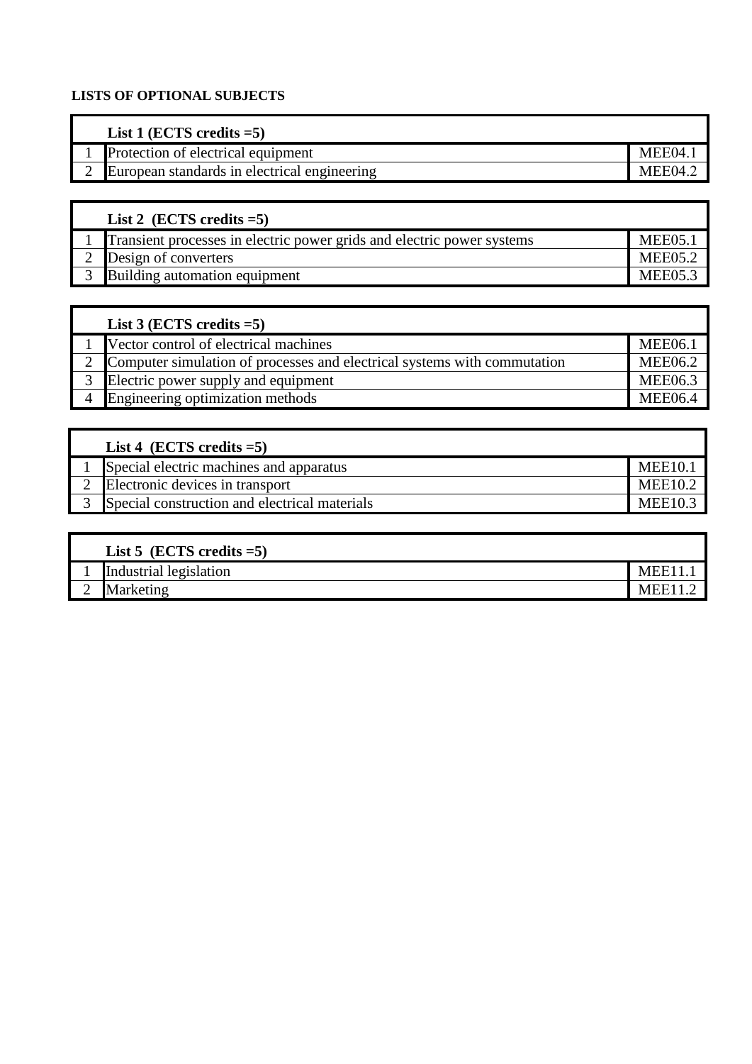**LISTS OF OPTIONAL SUBJECTS**

| | List 1 (ECTS credits =5) | |
|---|---|---|
| 1 | Protection of electrical equipment | MEE04.1 |
| 2 | European standards in electrical engineering | MEE04.2 |

| | List 2 (ECTS credits =5) | |
|---|---|---|
| 1 | Transient processes in electric power grids and electric power systems | MEE05.1 |
| 2 | Design of converters | MEE05.2 |
| 3 | Building automation equipment | MEE05.3 |

| | List 3 (ECTS credits =5) | |
|---|---|---|
| 1 | Vector control of electrical machines | MEE06.1 |
| 2 | Computer simulation of processes and electrical systems with commutation | MEE06.2 |
| 3 | Electric power supply and equipment | MEE06.3 |
| 4 | Engineering optimization methods | MEE06.4 |

| | List 4 (ECTS credits =5) | |
|---|---|---|
| 1 | Special electric machines and apparatus | MEE10.1 |
| 2 | Electronic devices in transport | MEE10.2 |
| 3 | Special construction and electrical materials | MEE10.3 |

| | List 5 (ECTS credits =5) | |
|---|---|---|
| 1 | Industrial legislation | MEE11.1 |
| 2 | Marketing | MEE11.2 |